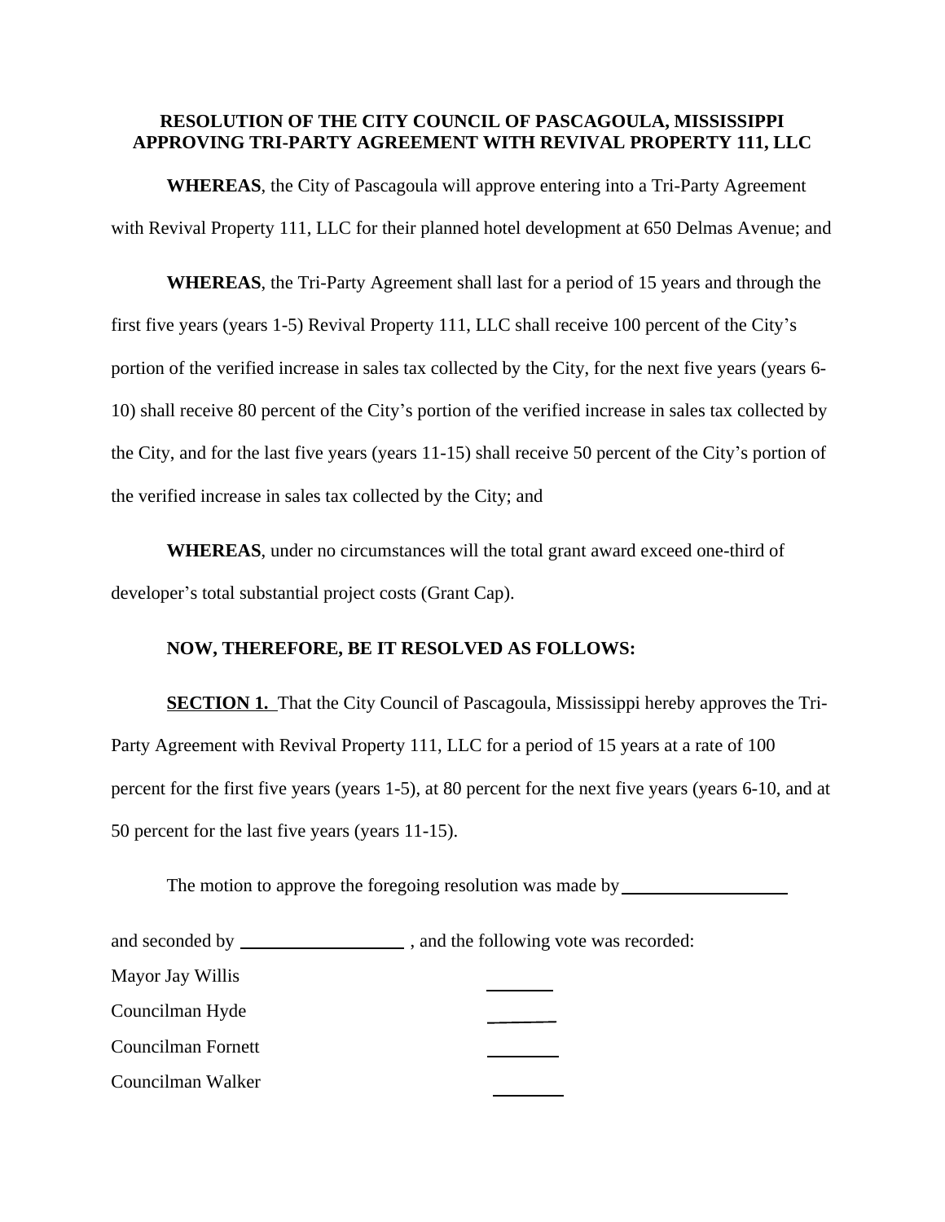**RESOLUTION OF THE CITY COUNCIL OF PASCAGOULA, MISSISSIPPI APPROVING TRI-PARTY AGREEMENT WITH REVIVAL PROPERTY 111, LLC**

**WHEREAS**, the City of Pascagoula will approve entering into a Tri-Party Agreement with Revival Property 111, LLC for their planned hotel development at 650 Delmas Avenue; and

**WHEREAS**, the Tri-Party Agreement shall last for a period of 15 years and through the first five years (years 1-5) Revival Property 111, LLC shall receive 100 percent of the City's portion of the verified increase in sales tax collected by the City, for the next five years (years 6-10) shall receive 80 percent of the City's portion of the verified increase in sales tax collected by the City, and for the last five years (years 11-15) shall receive 50 percent of the City's portion of the verified increase in sales tax collected by the City; and

**WHEREAS**, under no circumstances will the total grant award exceed one-third of developer's total substantial project costs (Grant Cap).

**NOW, THEREFORE, BE IT RESOLVED AS FOLLOWS:**

**SECTION 1.** That the City Council of Pascagoula, Mississippi hereby approves the Tri-Party Agreement with Revival Property 111, LLC for a period of 15 years at a rate of 100 percent for the first five years (years 1-5), at 80 percent for the next five years (years 6-10, and at 50 percent for the last five years (years 11-15).

The motion to approve the foregoing resolution was made by ____________________

and seconded by ____________________ , and the following vote was recorded:

Mayor Jay Willis ________

Councilman Hyde ________

Councilman Fornett ________

Councilman Walker ________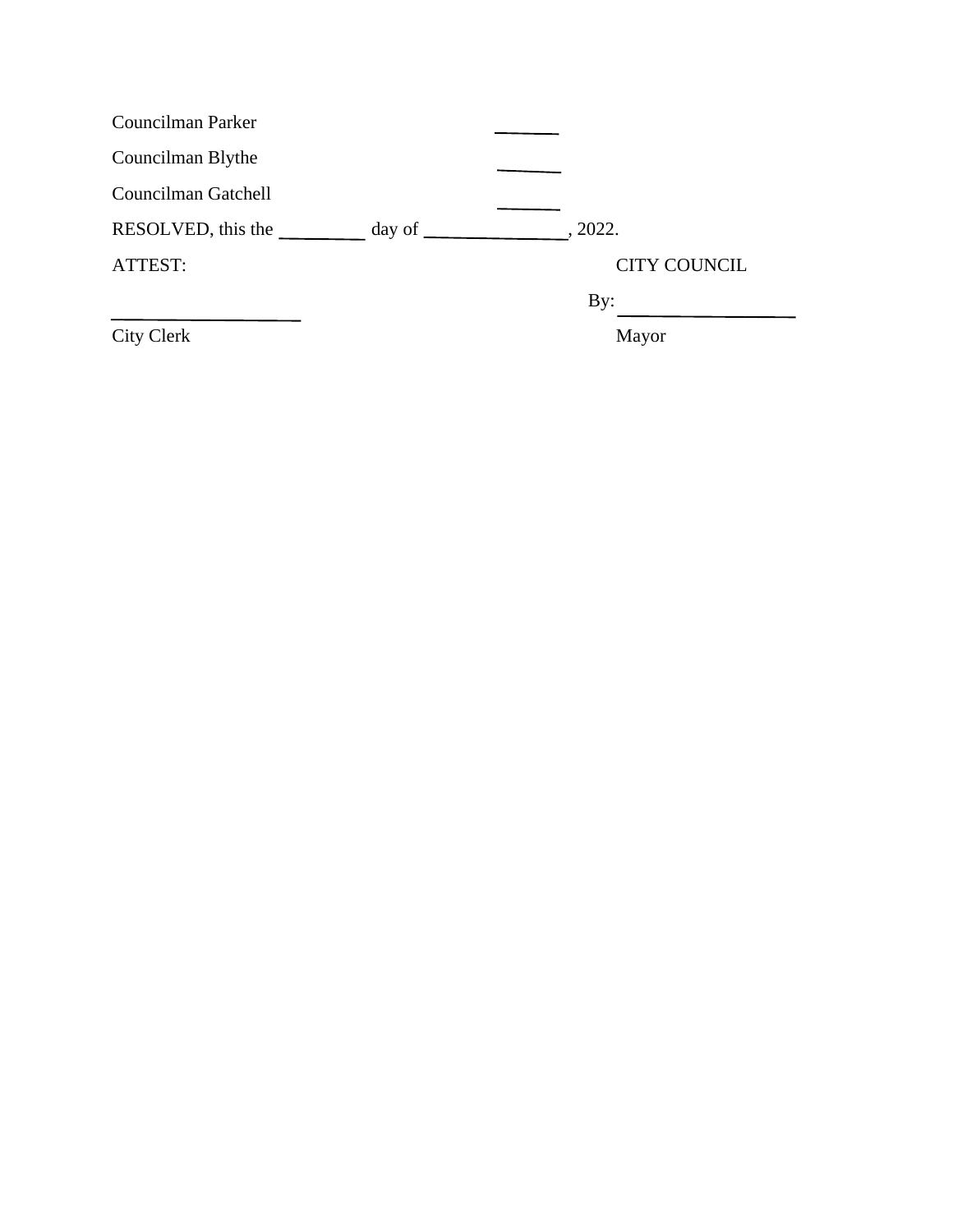Councilman Parker _______

Councilman Blythe _______

Councilman Gatchell _______

RESOLVED, this the _________ day of _______________, 2022.

ATTEST: CITY COUNCIL

By: ____________________

____________________

City Clerk Mayor